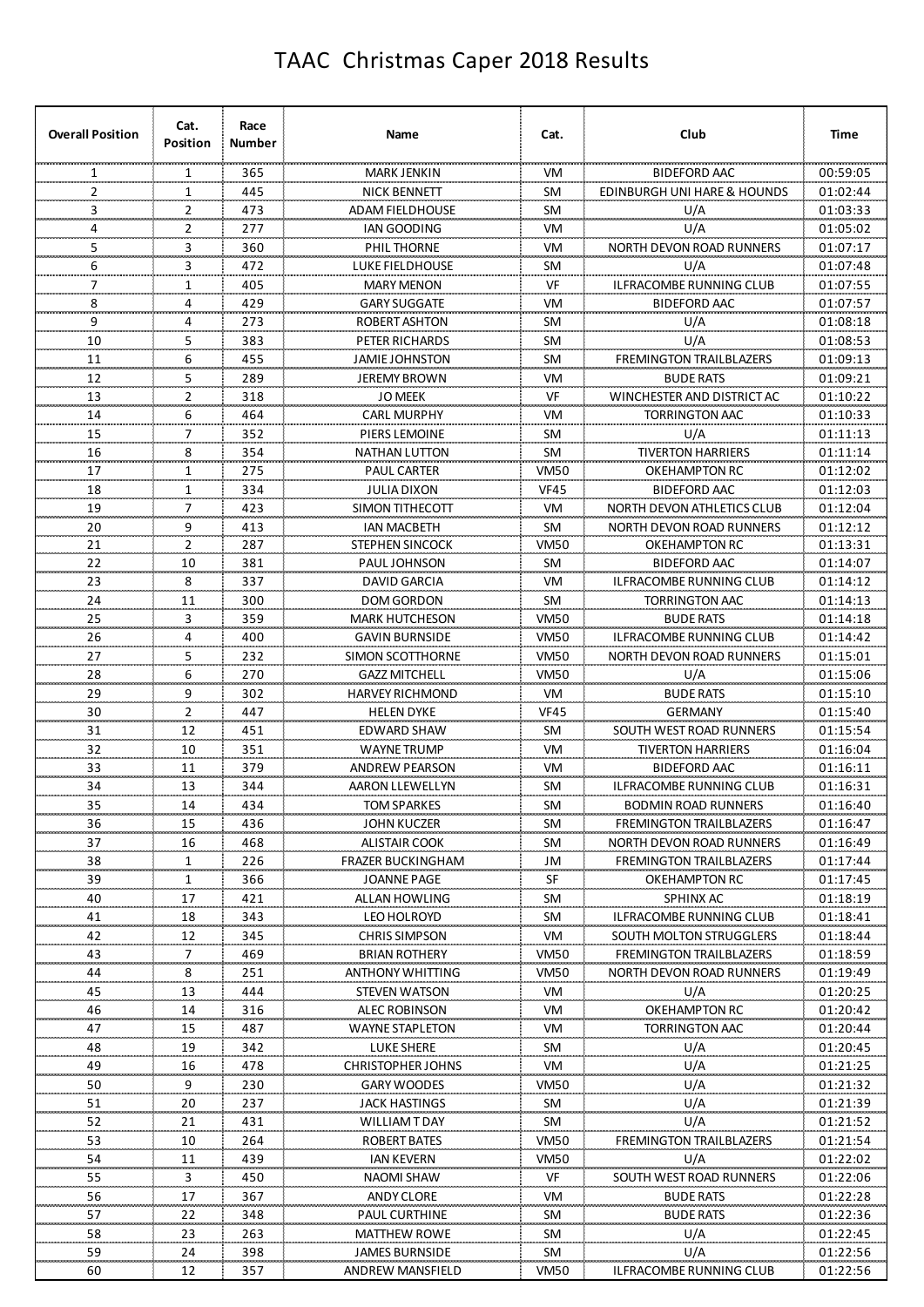# TAAC Christmas Caper 2018 Results

| Overall Position | Cat. Position | Race Number | Name | Cat. | Club | Time |
|---|---|---|---|---|---|---|
| 1 | 1 | 365 | MARK JENKIN | VM | BIDEFORD AAC | 00:59:05 |
| 2 | 1 | 445 | NICK BENNETT | SM | EDINBURGH UNI HARE & HOUNDS | 01:02:44 |
| 3 | 2 | 473 | ADAM FIELDHOUSE | SM | U/A | 01:03:33 |
| 4 | 2 | 277 | IAN GOODING | VM | U/A | 01:05:02 |
| 5 | 3 | 360 | PHIL THORNE | VM | NORTH DEVON ROAD RUNNERS | 01:07:17 |
| 6 | 3 | 472 | LUKE FIELDHOUSE | SM | U/A | 01:07:48 |
| 7 | 1 | 405 | MARY MENON | VF | ILFRACOMBE RUNNING CLUB | 01:07:55 |
| 8 | 4 | 429 | GARY SUGGATE | VM | BIDEFORD AAC | 01:07:57 |
| 9 | 4 | 273 | ROBERT ASHTON | SM | U/A | 01:08:18 |
| 10 | 5 | 383 | PETER RICHARDS | SM | U/A | 01:08:53 |
| 11 | 6 | 455 | JAMIE JOHNSTON | SM | FREMINGTON TRAILBLAZERS | 01:09:13 |
| 12 | 5 | 289 | JEREMY BROWN | VM | BUDE RATS | 01:09:21 |
| 13 | 2 | 318 | JO MEEK | VF | WINCHESTER AND DISTRICT AC | 01:10:22 |
| 14 | 6 | 464 | CARL MURPHY | VM | TORRINGTON AAC | 01:10:33 |
| 15 | 7 | 352 | PIERS LEMOINE | SM | U/A | 01:11:13 |
| 16 | 8 | 354 | NATHAN LUTTON | SM | TIVERTON HARRIERS | 01:11:14 |
| 17 | 1 | 275 | PAUL CARTER | VM50 | OKEHAMPTON RC | 01:12:02 |
| 18 | 1 | 334 | JULIA DIXON | VF45 | BIDEFORD AAC | 01:12:03 |
| 19 | 7 | 423 | SIMON TITHECOTT | VM | NORTH DEVON ATHLETICS CLUB | 01:12:04 |
| 20 | 9 | 413 | IAN MACBETH | SM | NORTH DEVON ROAD RUNNERS | 01:12:12 |
| 21 | 2 | 287 | STEPHEN SINCOCK | VM50 | OKEHAMPTON RC | 01:13:31 |
| 22 | 10 | 381 | PAUL JOHNSON | SM | BIDEFORD AAC | 01:14:07 |
| 23 | 8 | 337 | DAVID GARCIA | VM | ILFRACOMBE RUNNING CLUB | 01:14:12 |
| 24 | 11 | 300 | DOM GORDON | SM | TORRINGTON AAC | 01:14:13 |
| 25 | 3 | 359 | MARK HUTCHESON | VM50 | BUDE RATS | 01:14:18 |
| 26 | 4 | 400 | GAVIN BURNSIDE | VM50 | ILFRACOMBE RUNNING CLUB | 01:14:42 |
| 27 | 5 | 232 | SIMON SCOTTHORNE | VM50 | NORTH DEVON ROAD RUNNERS | 01:15:01 |
| 28 | 6 | 270 | GAZZ MITCHELL | VM50 | U/A | 01:15:06 |
| 29 | 9 | 302 | HARVEY RICHMOND | VM | BUDE RATS | 01:15:10 |
| 30 | 2 | 447 | HELEN DYKE | VF45 | GERMANY | 01:15:40 |
| 31 | 12 | 451 | EDWARD SHAW | SM | SOUTH WEST ROAD RUNNERS | 01:15:54 |
| 32 | 10 | 351 | WAYNE TRUMP | VM | TIVERTON HARRIERS | 01:16:04 |
| 33 | 11 | 379 | ANDREW PEARSON | VM | BIDEFORD AAC | 01:16:11 |
| 34 | 13 | 344 | AARON LLEWELLYN | SM | ILFRACOMBE RUNNING CLUB | 01:16:31 |
| 35 | 14 | 434 | TOM SPARKES | SM | BODMIN ROAD RUNNERS | 01:16:40 |
| 36 | 15 | 436 | JOHN KUCZER | SM | FREMINGTON TRAILBLAZERS | 01:16:47 |
| 37 | 16 | 468 | ALISTAIR COOK | SM | NORTH DEVON ROAD RUNNERS | 01:16:49 |
| 38 | 1 | 226 | FRAZER BUCKINGHAM | JM | FREMINGTON TRAILBLAZERS | 01:17:44 |
| 39 | 1 | 366 | JOANNE PAGE | SF | OKEHAMPTON RC | 01:17:45 |
| 40 | 17 | 421 | ALLAN HOWLING | SM | SPHINX AC | 01:18:19 |
| 41 | 18 | 343 | LEO HOLROYD | SM | ILFRACOMBE RUNNING CLUB | 01:18:41 |
| 42 | 12 | 345 | CHRIS SIMPSON | VM | SOUTH MOLTON STRUGGLERS | 01:18:44 |
| 43 | 7 | 469 | BRIAN ROTHERY | VM50 | FREMINGTON TRAILBLAZERS | 01:18:59 |
| 44 | 8 | 251 | ANTHONY WHITTING | VM50 | NORTH DEVON ROAD RUNNERS | 01:19:49 |
| 45 | 13 | 444 | STEVEN WATSON | VM | U/A | 01:20:25 |
| 46 | 14 | 316 | ALEC ROBINSON | VM | OKEHAMPTON RC | 01:20:42 |
| 47 | 15 | 487 | WAYNE STAPLETON | VM | TORRINGTON AAC | 01:20:44 |
| 48 | 19 | 342 | LUKE SHERE | SM | U/A | 01:20:45 |
| 49 | 16 | 478 | CHRISTOPHER JOHNS | VM | U/A | 01:21:25 |
| 50 | 9 | 230 | GARY WOODES | VM50 | U/A | 01:21:32 |
| 51 | 20 | 237 | JACK HASTINGS | SM | U/A | 01:21:39 |
| 52 | 21 | 431 | WILLIAM T DAY | SM | U/A | 01:21:52 |
| 53 | 10 | 264 | ROBERT BATES | VM50 | FREMINGTON TRAILBLAZERS | 01:21:54 |
| 54 | 11 | 439 | IAN KEVERN | VM50 | U/A | 01:22:02 |
| 55 | 3 | 450 | NAOMI SHAW | VF | SOUTH WEST ROAD RUNNERS | 01:22:06 |
| 56 | 17 | 367 | ANDY CLORE | VM | BUDE RATS | 01:22:28 |
| 57 | 22 | 348 | PAUL CURTHINE | SM | BUDE RATS | 01:22:36 |
| 58 | 23 | 263 | MATTHEW ROWE | SM | U/A | 01:22:45 |
| 59 | 24 | 398 | JAMES BURNSIDE | SM | U/A | 01:22:56 |
| 60 | 12 | 357 | ANDREW MANSFIELD | VM50 | ILFRACOMBE RUNNING CLUB | 01:22:56 |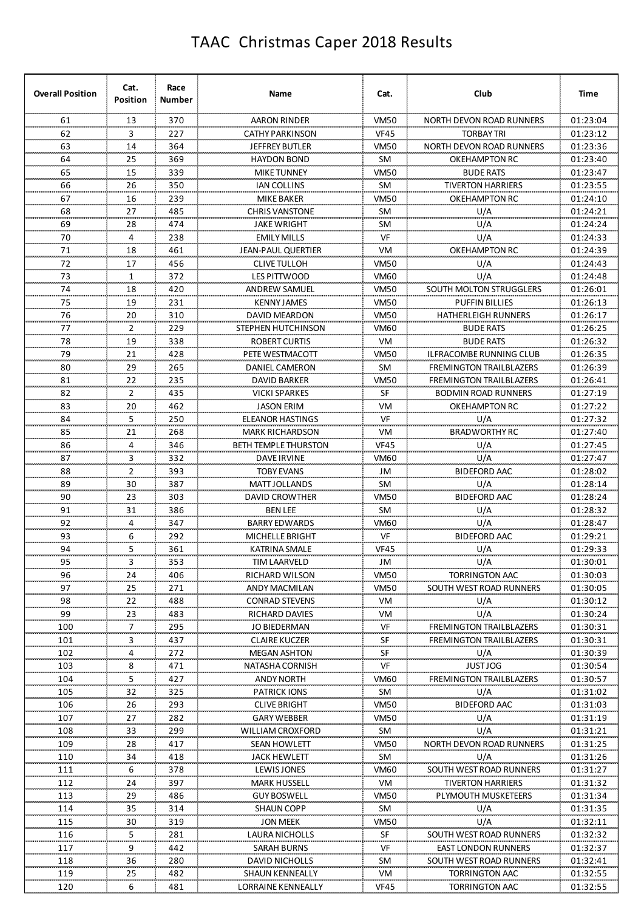# TAAC Christmas Caper 2018 Results

| Overall Position | Cat. Position | Race Number | Name | Cat. | Club | Time |
|---|---|---|---|---|---|---|
| 61 | 13 | 370 | AARON RINDER | VM50 | NORTH DEVON ROAD RUNNERS | 01:23:04 |
| 62 | 3 | 227 | CATHY PARKINSON | VF45 | TORBAY TRI | 01:23:12 |
| 63 | 14 | 364 | JEFFREY BUTLER | VM50 | NORTH DEVON ROAD RUNNERS | 01:23:36 |
| 64 | 25 | 369 | HAYDON BOND | SM | OKEHAMPTON RC | 01:23:40 |
| 65 | 15 | 339 | MIKE TUNNEY | VM50 | BUDE RATS | 01:23:47 |
| 66 | 26 | 350 | IAN COLLINS | SM | TIVERTON HARRIERS | 01:23:55 |
| 67 | 16 | 239 | MIKE BAKER | VM50 | OKEHAMPTON RC | 01:24:10 |
| 68 | 27 | 485 | CHRIS VANSTONE | SM | U/A | 01:24:21 |
| 69 | 28 | 474 | JAKE WRIGHT | SM | U/A | 01:24:24 |
| 70 | 4 | 238 | EMILY MILLS | VF | U/A | 01:24:33 |
| 71 | 18 | 461 | JEAN-PAUL QUERTIER | VM | OKEHAMPTON RC | 01:24:39 |
| 72 | 17 | 456 | CLIVE TULLOH | VM50 | U/A | 01:24:43 |
| 73 | 1 | 372 | LES PITTWOOD | VM60 | U/A | 01:24:48 |
| 74 | 18 | 420 | ANDREW SAMUEL | VM50 | SOUTH MOLTON STRUGGLERS | 01:26:01 |
| 75 | 19 | 231 | KENNY JAMES | VM50 | PUFFIN BILLIES | 01:26:13 |
| 76 | 20 | 310 | DAVID MEARDON | VM50 | HATHERLEIGH RUNNERS | 01:26:17 |
| 77 | 2 | 229 | STEPHEN HUTCHINSON | VM60 | BUDE RATS | 01:26:25 |
| 78 | 19 | 338 | ROBERT CURTIS | VM | BUDE RATS | 01:26:32 |
| 79 | 21 | 428 | PETE WESTMACOTT | VM50 | ILFRACOMBE RUNNING CLUB | 01:26:35 |
| 80 | 29 | 265 | DANIEL CAMERON | SM | FREMINGTON TRAILBLAZERS | 01:26:39 |
| 81 | 22 | 235 | DAVID BARKER | VM50 | FREMINGTON TRAILBLAZERS | 01:26:41 |
| 82 | 2 | 435 | VICKI SPARKES | SF | BODMIN ROAD RUNNERS | 01:27:19 |
| 83 | 20 | 462 | JASON ERIM | VM | OKEHAMPTON RC | 01:27:22 |
| 84 | 5 | 250 | ELEANOR HASTINGS | VF | U/A | 01:27:32 |
| 85 | 21 | 268 | MARK RICHARDSON | VM | BRADWORTHY RC | 01:27:40 |
| 86 | 4 | 346 | BETH TEMPLE THURSTON | VF45 | U/A | 01:27:45 |
| 87 | 3 | 332 | DAVE IRVINE | VM60 | U/A | 01:27:47 |
| 88 | 2 | 393 | TOBY EVANS | JM | BIDEFORD AAC | 01:28:02 |
| 89 | 30 | 387 | MATT JOLLANDS | SM | U/A | 01:28:14 |
| 90 | 23 | 303 | DAVID CROWTHER | VM50 | BIDEFORD AAC | 01:28:24 |
| 91 | 31 | 386 | BEN LEE | SM | U/A | 01:28:32 |
| 92 | 4 | 347 | BARRY EDWARDS | VM60 | U/A | 01:28:47 |
| 93 | 6 | 292 | MICHELLE BRIGHT | VF | BIDEFORD AAC | 01:29:21 |
| 94 | 5 | 361 | KATRINA SMALE | VF45 | U/A | 01:29:33 |
| 95 | 3 | 353 | TIM LAARVELD | JM | U/A | 01:30:01 |
| 96 | 24 | 406 | RICHARD WILSON | VM50 | TORRINGTON AAC | 01:30:03 |
| 97 | 25 | 271 | ANDY MACMILAN | VM50 | SOUTH WEST ROAD RUNNERS | 01:30:05 |
| 98 | 22 | 488 | CONRAD STEVENS | VM | U/A | 01:30:12 |
| 99 | 23 | 483 | RICHARD DAVIES | VM | U/A | 01:30:24 |
| 100 | 7 | 295 | JO BIEDERMAN | VF | FREMINGTON TRAILBLAZERS | 01:30:31 |
| 101 | 3 | 437 | CLAIRE KUCZER | SF | FREMINGTON TRAILBLAZERS | 01:30:31 |
| 102 | 4 | 272 | MEGAN ASHTON | SF | U/A | 01:30:39 |
| 103 | 8 | 471 | NATASHA CORNISH | VF | JUST JOG | 01:30:54 |
| 104 | 5 | 427 | ANDY NORTH | VM60 | FREMINGTON TRAILBLAZERS | 01:30:57 |
| 105 | 32 | 325 | PATRICK IONS | SM | U/A | 01:31:02 |
| 106 | 26 | 293 | CLIVE BRIGHT | VM50 | BIDEFORD AAC | 01:31:03 |
| 107 | 27 | 282 | GARY WEBBER | VM50 | U/A | 01:31:19 |
| 108 | 33 | 299 | WILLIAM CROXFORD | SM | U/A | 01:31:21 |
| 109 | 28 | 417 | SEAN HOWLETT | VM50 | NORTH DEVON ROAD RUNNERS | 01:31:25 |
| 110 | 34 | 418 | JACK HEWLETT | SM | U/A | 01:31:26 |
| 111 | 6 | 378 | LEWIS JONES | VM60 | SOUTH WEST ROAD RUNNERS | 01:31:27 |
| 112 | 24 | 397 | MARK HUSSELL | VM | TIVERTON HARRIERS | 01:31:32 |
| 113 | 29 | 486 | GUY BOSWELL | VM50 | PLYMOUTH MUSKETEERS | 01:31:34 |
| 114 | 35 | 314 | SHAUN COPP | SM | U/A | 01:31:35 |
| 115 | 30 | 319 | JON MEEK | VM50 | U/A | 01:32:11 |
| 116 | 5 | 281 | LAURA NICHOLLS | SF | SOUTH WEST ROAD RUNNERS | 01:32:32 |
| 117 | 9 | 442 | SARAH BURNS | VF | EAST LONDON RUNNERS | 01:32:37 |
| 118 | 36 | 280 | DAVID NICHOLLS | SM | SOUTH WEST ROAD RUNNERS | 01:32:41 |
| 119 | 25 | 482 | SHAUN KENNEALLY | VM | TORRINGTON AAC | 01:32:55 |
| 120 | 6 | 481 | LORRAINE KENNEALLY | VF45 | TORRINGTON AAC | 01:32:55 |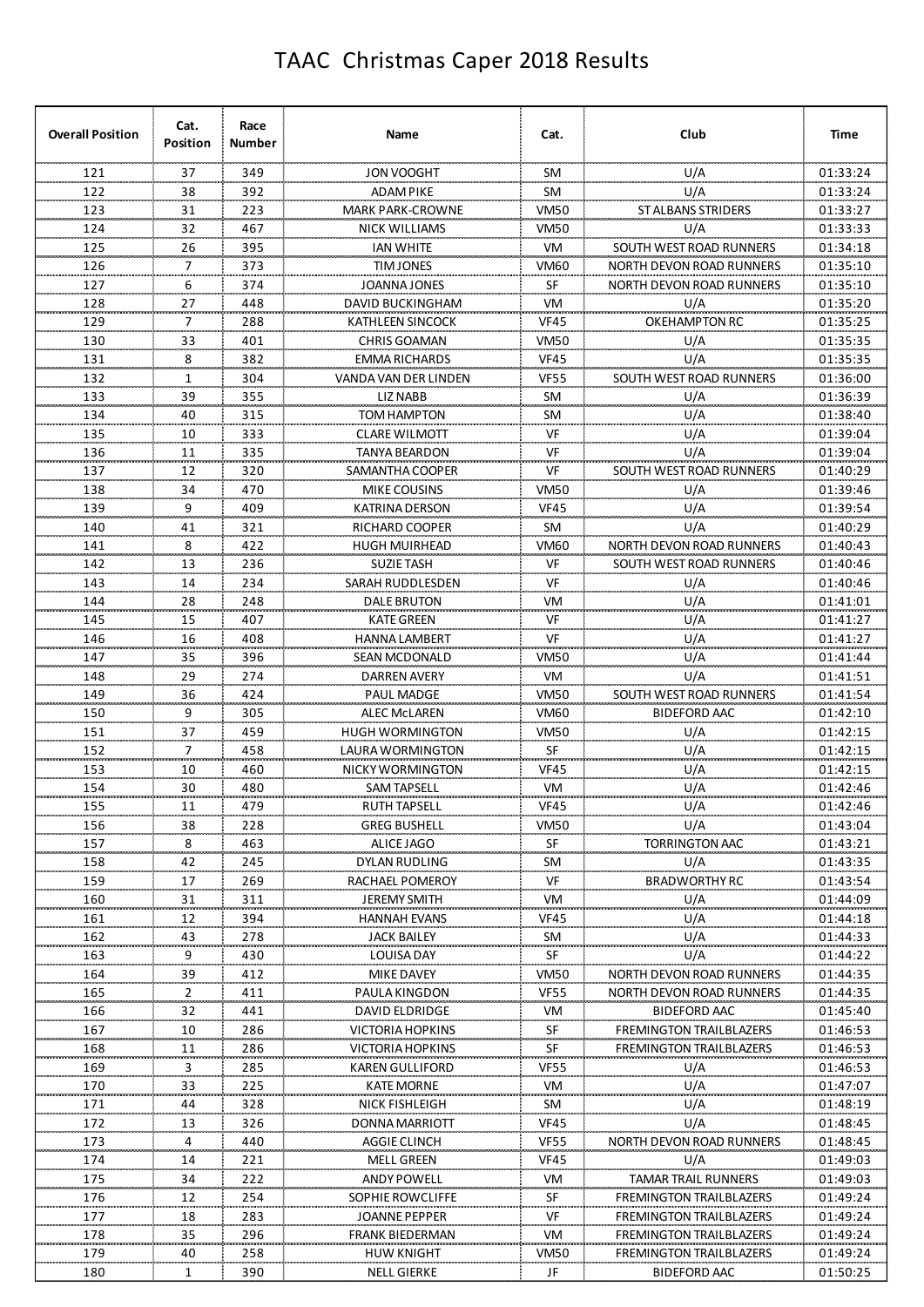# TAAC Christmas Caper 2018 Results

| Overall Position | Cat. Position | Race Number | Name | Cat. | Club | Time |
|---|---|---|---|---|---|---|
| 121 | 37 | 349 | JON VOOGHT | SM | U/A | 01:33:24 |
| 122 | 38 | 392 | ADAM PIKE | SM | U/A | 01:33:24 |
| 123 | 31 | 223 | MARK PARK-CROWNE | VM50 | ST ALBANS STRIDERS | 01:33:27 |
| 124 | 32 | 467 | NICK WILLIAMS | VM50 | U/A | 01:33:33 |
| 125 | 26 | 395 | IAN WHITE | VM | SOUTH WEST ROAD RUNNERS | 01:34:18 |
| 126 | 7 | 373 | TIM JONES | VM60 | NORTH DEVON ROAD RUNNERS | 01:35:10 |
| 127 | 6 | 374 | JOANNA JONES | SF | NORTH DEVON ROAD RUNNERS | 01:35:10 |
| 128 | 27 | 448 | DAVID BUCKINGHAM | VM | U/A | 01:35:20 |
| 129 | 7 | 288 | KATHLEEN SINCOCK | VF45 | OKEHAMPTON RC | 01:35:25 |
| 130 | 33 | 401 | CHRIS GOAMAN | VM50 | U/A | 01:35:35 |
| 131 | 8 | 382 | EMMA RICHARDS | VF45 | U/A | 01:35:35 |
| 132 | 1 | 304 | VANDA VAN DER LINDEN | VF55 | SOUTH WEST ROAD RUNNERS | 01:36:00 |
| 133 | 39 | 355 | LIZ NABB | SM | U/A | 01:36:39 |
| 134 | 40 | 315 | TOM HAMPTON | SM | U/A | 01:38:40 |
| 135 | 10 | 333 | CLARE WILMOTT | VF | U/A | 01:39:04 |
| 136 | 11 | 335 | TANYA BEARDON | VF | U/A | 01:39:04 |
| 137 | 12 | 320 | SAMANTHA COOPER | VF | SOUTH WEST ROAD RUNNERS | 01:40:29 |
| 138 | 34 | 470 | MIKE COUSINS | VM50 | U/A | 01:39:46 |
| 139 | 9 | 409 | KATRINA DERSON | VF45 | U/A | 01:39:54 |
| 140 | 41 | 321 | RICHARD COOPER | SM | U/A | 01:40:29 |
| 141 | 8 | 422 | HUGH MUIRHEAD | VM60 | NORTH DEVON ROAD RUNNERS | 01:40:43 |
| 142 | 13 | 236 | SUZIE TASH | VF | SOUTH WEST ROAD RUNNERS | 01:40:46 |
| 143 | 14 | 234 | SARAH RUDDLESDEN | VF | U/A | 01:40:46 |
| 144 | 28 | 248 | DALE BRUTON | VM | U/A | 01:41:01 |
| 145 | 15 | 407 | KATE GREEN | VF | U/A | 01:41:27 |
| 146 | 16 | 408 | HANNA LAMBERT | VF | U/A | 01:41:27 |
| 147 | 35 | 396 | SEAN MCDONALD | VM50 | U/A | 01:41:44 |
| 148 | 29 | 274 | DARREN AVERY | VM | U/A | 01:41:51 |
| 149 | 36 | 424 | PAUL MADGE | VM50 | SOUTH WEST ROAD RUNNERS | 01:41:54 |
| 150 | 9 | 305 | ALEC McLAREN | VM60 | BIDEFORD AAC | 01:42:10 |
| 151 | 37 | 459 | HUGH WORMINGTON | VM50 | U/A | 01:42:15 |
| 152 | 7 | 458 | LAURA WORMINGTON | SF | U/A | 01:42:15 |
| 153 | 10 | 460 | NICKY WORMINGTON | VF45 | U/A | 01:42:15 |
| 154 | 30 | 480 | SAM TAPSELL | VM | U/A | 01:42:46 |
| 155 | 11 | 479 | RUTH TAPSELL | VF45 | U/A | 01:42:46 |
| 156 | 38 | 228 | GREG BUSHELL | VM50 | U/A | 01:43:04 |
| 157 | 8 | 463 | ALICE JAGO | SF | TORRINGTON AAC | 01:43:21 |
| 158 | 42 | 245 | DYLAN RUDLING | SM | U/A | 01:43:35 |
| 159 | 17 | 269 | RACHAEL POMEROY | VF | BRADWORTHY RC | 01:43:54 |
| 160 | 31 | 311 | JEREMY SMITH | VM | U/A | 01:44:09 |
| 161 | 12 | 394 | HANNAH EVANS | VF45 | U/A | 01:44:18 |
| 162 | 43 | 278 | JACK BAILEY | SM | U/A | 01:44:33 |
| 163 | 9 | 430 | LOUISA DAY | SF | U/A | 01:44:22 |
| 164 | 39 | 412 | MIKE DAVEY | VM50 | NORTH DEVON ROAD RUNNERS | 01:44:35 |
| 165 | 2 | 411 | PAULA KINGDON | VF55 | NORTH DEVON ROAD RUNNERS | 01:44:35 |
| 166 | 32 | 441 | DAVID ELDRIDGE | VM | BIDEFORD AAC | 01:45:40 |
| 167 | 10 | 286 | VICTORIA HOPKINS | SF | FREMINGTON TRAILBLAZERS | 01:46:53 |
| 168 | 11 | 286 | VICTORIA HOPKINS | SF | FREMINGTON TRAILBLAZERS | 01:46:53 |
| 169 | 3 | 285 | KAREN GULLIFORD | VF55 | U/A | 01:46:53 |
| 170 | 33 | 225 | KATE MORNE | VM | U/A | 01:47:07 |
| 171 | 44 | 328 | NICK FISHLEIGH | SM | U/A | 01:48:19 |
| 172 | 13 | 326 | DONNA MARRIOTT | VF45 | U/A | 01:48:45 |
| 173 | 4 | 440 | AGGIE CLINCH | VF55 | NORTH DEVON ROAD RUNNERS | 01:48:45 |
| 174 | 14 | 221 | MELL GREEN | VF45 | U/A | 01:49:03 |
| 175 | 34 | 222 | ANDY POWELL | VM | TAMAR TRAIL RUNNERS | 01:49:03 |
| 176 | 12 | 254 | SOPHIE ROWCLIFFE | SF | FREMINGTON TRAILBLAZERS | 01:49:24 |
| 177 | 18 | 283 | JOANNE PEPPER | VF | FREMINGTON TRAILBLAZERS | 01:49:24 |
| 178 | 35 | 296 | FRANK BIEDERMAN | VM | FREMINGTON TRAILBLAZERS | 01:49:24 |
| 179 | 40 | 258 | HUW KNIGHT | VM50 | FREMINGTON TRAILBLAZERS | 01:49:24 |
| 180 | 1 | 390 | NELL GIERKE | JF | BIDEFORD AAC | 01:50:25 |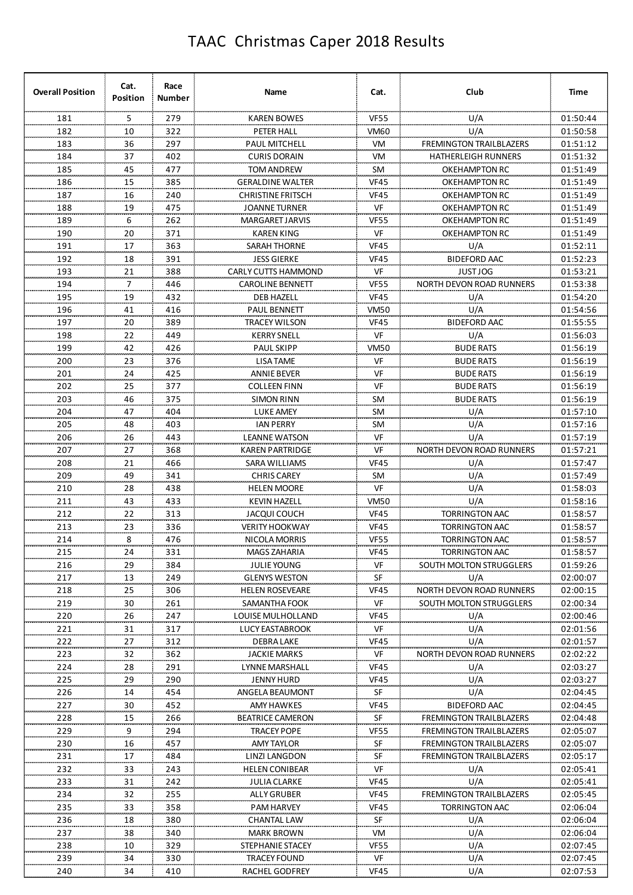# TAAC Christmas Caper 2018 Results

| Overall Position | Cat. Position | Race Number | Name | Cat. | Club | Time |
|---|---|---|---|---|---|---|
| 181 | 5 | 279 | KAREN BOWES | VF55 | U/A | 01:50:44 |
| 182 | 10 | 322 | PETER HALL | VM60 | U/A | 01:50:58 |
| 183 | 36 | 297 | PAUL MITCHELL | VM | FREMINGTON TRAILBLAZERS | 01:51:12 |
| 184 | 37 | 402 | CURIS DORAIN | VM | HATHERLEIGH RUNNERS | 01:51:32 |
| 185 | 45 | 477 | TOM ANDREW | SM | OKEHAMPTON RC | 01:51:49 |
| 186 | 15 | 385 | GERALDINE WALTER | VF45 | OKEHAMPTON RC | 01:51:49 |
| 187 | 16 | 240 | CHRISTINE FRITSCH | VF45 | OKEHAMPTON RC | 01:51:49 |
| 188 | 19 | 475 | JOANNE TURNER | VF | OKEHAMPTON RC | 01:51:49 |
| 189 | 6 | 262 | MARGARET JARVIS | VF55 | OKEHAMPTON RC | 01:51:49 |
| 190 | 20 | 371 | KAREN KING | VF | OKEHAMPTON RC | 01:51:49 |
| 191 | 17 | 363 | SARAH THORNE | VF45 | U/A | 01:52:11 |
| 192 | 18 | 391 | JESS GIERKE | VF45 | BIDEFORD AAC | 01:52:23 |
| 193 | 21 | 388 | CARLY CUTTS HAMMOND | VF | JUST JOG | 01:53:21 |
| 194 | 7 | 446 | CAROLINE BENNETT | VF55 | NORTH DEVON ROAD RUNNERS | 01:53:38 |
| 195 | 19 | 432 | DEB HAZELL | VF45 | U/A | 01:54:20 |
| 196 | 41 | 416 | PAUL BENNETT | VM50 | U/A | 01:54:56 |
| 197 | 20 | 389 | TRACEY WILSON | VF45 | BIDEFORD AAC | 01:55:55 |
| 198 | 22 | 449 | KERRY SNELL | VF | U/A | 01:56:03 |
| 199 | 42 | 426 | PAUL SKIPP | VM50 | BUDE RATS | 01:56:19 |
| 200 | 23 | 376 | LISA TAME | VF | BUDE RATS | 01:56:19 |
| 201 | 24 | 425 | ANNIE BEVER | VF | BUDE RATS | 01:56:19 |
| 202 | 25 | 377 | COLLEEN FINN | VF | BUDE RATS | 01:56:19 |
| 203 | 46 | 375 | SIMON RINN | SM | BUDE RATS | 01:56:19 |
| 204 | 47 | 404 | LUKE AMEY | SM | U/A | 01:57:10 |
| 205 | 48 | 403 | IAN PERRY | SM | U/A | 01:57:16 |
| 206 | 26 | 443 | LEANNE WATSON | VF | U/A | 01:57:19 |
| 207 | 27 | 368 | KAREN PARTRIDGE | VF | NORTH DEVON ROAD RUNNERS | 01:57:21 |
| 208 | 21 | 466 | SARA WILLIAMS | VF45 | U/A | 01:57:47 |
| 209 | 49 | 341 | CHRIS CAREY | SM | U/A | 01:57:49 |
| 210 | 28 | 438 | HELEN MOORE | VF | U/A | 01:58:03 |
| 211 | 43 | 433 | KEVIN HAZELL | VM50 | U/A | 01:58:16 |
| 212 | 22 | 313 | JACQUI COUCH | VF45 | TORRINGTON AAC | 01:58:57 |
| 213 | 23 | 336 | VERITY HOOKWAY | VF45 | TORRINGTON AAC | 01:58:57 |
| 214 | 8 | 476 | NICOLA MORRIS | VF55 | TORRINGTON AAC | 01:58:57 |
| 215 | 24 | 331 | MAGS ZAHARIA | VF45 | TORRINGTON AAC | 01:58:57 |
| 216 | 29 | 384 | JULIE YOUNG | VF | SOUTH MOLTON STRUGGLERS | 01:59:26 |
| 217 | 13 | 249 | GLENYS WESTON | SF | U/A | 02:00:07 |
| 218 | 25 | 306 | HELEN ROSEVEARE | VF45 | NORTH DEVON ROAD RUNNERS | 02:00:15 |
| 219 | 30 | 261 | SAMANTHA FOOK | VF | SOUTH MOLTON STRUGGLERS | 02:00:34 |
| 220 | 26 | 247 | LOUISE MULHOLLAND | VF45 | U/A | 02:00:46 |
| 221 | 31 | 317 | LUCY EASTABROOK | VF | U/A | 02:01:56 |
| 222 | 27 | 312 | DEBRA LAKE | VF45 | U/A | 02:01:57 |
| 223 | 32 | 362 | JACKIE MARKS | VF | NORTH DEVON ROAD RUNNERS | 02:02:22 |
| 224 | 28 | 291 | LYNNE MARSHALL | VF45 | U/A | 02:03:27 |
| 225 | 29 | 290 | JENNY HURD | VF45 | U/A | 02:03:27 |
| 226 | 14 | 454 | ANGELA BEAUMONT | SF | U/A | 02:04:45 |
| 227 | 30 | 452 | AMY HAWKES | VF45 | BIDEFORD AAC | 02:04:45 |
| 228 | 15 | 266 | BEATRICE CAMERON | SF | FREMINGTON TRAILBLAZERS | 02:04:48 |
| 229 | 9 | 294 | TRACEY POPE | VF55 | FREMINGTON TRAILBLAZERS | 02:05:07 |
| 230 | 16 | 457 | AMY TAYLOR | SF | FREMINGTON TRAILBLAZERS | 02:05:07 |
| 231 | 17 | 484 | LINZI LANGDON | SF | FREMINGTON TRAILBLAZERS | 02:05:17 |
| 232 | 33 | 243 | HELEN CONIBEAR | VF | U/A | 02:05:41 |
| 233 | 31 | 242 | JULIA CLARKE | VF45 | U/A | 02:05:41 |
| 234 | 32 | 255 | ALLY GRUBER | VF45 | FREMINGTON TRAILBLAZERS | 02:05:45 |
| 235 | 33 | 358 | PAM HARVEY | VF45 | TORRINGTON AAC | 02:06:04 |
| 236 | 18 | 380 | CHANTAL LAW | SF | U/A | 02:06:04 |
| 237 | 38 | 340 | MARK BROWN | VM | U/A | 02:06:04 |
| 238 | 10 | 329 | STEPHANIE STACEY | VF55 | U/A | 02:07:45 |
| 239 | 34 | 330 | TRACEY FOUND | VF | U/A | 02:07:45 |
| 240 | 34 | 410 | RACHEL GODFREY | VF45 | U/A | 02:07:53 |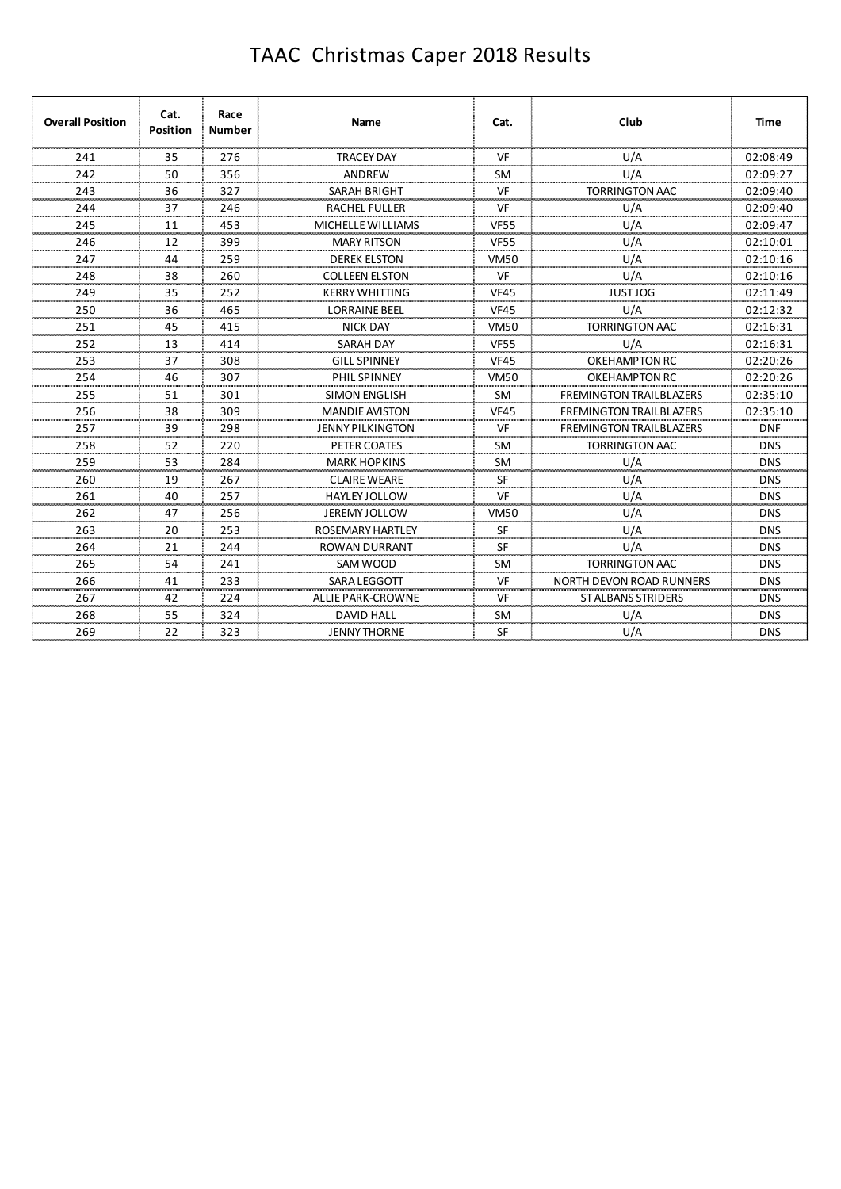# TAAC Christmas Caper 2018 Results

| Overall Position | Cat. Position | Race Number | Name | Cat. | Club | Time |
|---|---|---|---|---|---|---|
| 241 | 35 | 276 | TRACEY DAY | VF | U/A | 02:08:49 |
| 242 | 50 | 356 | ANDREW | SM | U/A | 02:09:27 |
| 243 | 36 | 327 | SARAH BRIGHT | VF | TORRINGTON AAC | 02:09:40 |
| 244 | 37 | 246 | RACHEL FULLER | VF | U/A | 02:09:40 |
| 245 | 11 | 453 | MICHELLE WILLIAMS | VF55 | U/A | 02:09:47 |
| 246 | 12 | 399 | MARY RITSON | VF55 | U/A | 02:10:01 |
| 247 | 44 | 259 | DEREK ELSTON | VM50 | U/A | 02:10:16 |
| 248 | 38 | 260 | COLLEEN ELSTON | VF | U/A | 02:10:16 |
| 249 | 35 | 252 | KERRY WHITTING | VF45 | JUST JOG | 02:11:49 |
| 250 | 36 | 465 | LORRAINE BEEL | VF45 | U/A | 02:12:32 |
| 251 | 45 | 415 | NICK DAY | VM50 | TORRINGTON AAC | 02:16:31 |
| 252 | 13 | 414 | SARAH DAY | VF55 | U/A | 02:16:31 |
| 253 | 37 | 308 | GILL SPINNEY | VF45 | OKEHAMPTON RC | 02:20:26 |
| 254 | 46 | 307 | PHIL SPINNEY | VM50 | OKEHAMPTON RC | 02:20:26 |
| 255 | 51 | 301 | SIMON ENGLISH | SM | FREMINGTON TRAILBLAZERS | 02:35:10 |
| 256 | 38 | 309 | MANDIE AVISTON | VF45 | FREMINGTON TRAILBLAZERS | 02:35:10 |
| 257 | 39 | 298 | JENNY PILKINGTON | VF | FREMINGTON TRAILBLAZERS | DNF |
| 258 | 52 | 220 | PETER COATES | SM | TORRINGTON AAC | DNS |
| 259 | 53 | 284 | MARK HOPKINS | SM | U/A | DNS |
| 260 | 19 | 267 | CLAIRE WEARE | SF | U/A | DNS |
| 261 | 40 | 257 | HAYLEY JOLLOW | VF | U/A | DNS |
| 262 | 47 | 256 | JEREMY JOLLOW | VM50 | U/A | DNS |
| 263 | 20 | 253 | ROSEMARY HARTLEY | SF | U/A | DNS |
| 264 | 21 | 244 | ROWAN DURRANT | SF | U/A | DNS |
| 265 | 54 | 241 | SAM WOOD | SM | TORRINGTON AAC | DNS |
| 266 | 41 | 233 | SARA LEGGOTT | VF | NORTH DEVON ROAD RUNNERS | DNS |
| 267 | 42 | 224 | ALLIE PARK-CROWNE | VF | ST ALBANS STRIDERS | DNS |
| 268 | 55 | 324 | DAVID HALL | SM | U/A | DNS |
| 269 | 22 | 323 | JENNY THORNE | SF | U/A | DNS |